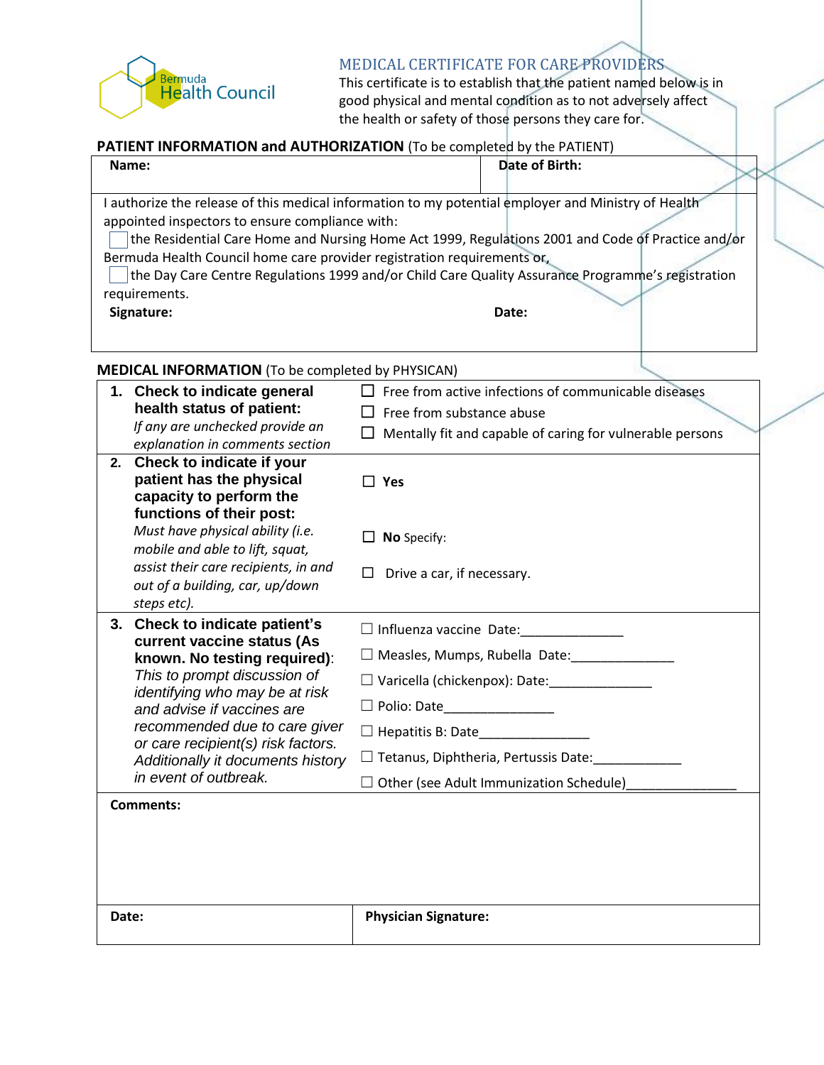Bermuda Health Council

# MEDICAL CERTIFICATE FOR CARE PROVIDERS

This certificate is to establish that the patient named below is in good physical and mental condition as to not adversely affect the health or safety of those persons they care for.

## PATIENT INFORMATION and AUTHORIZATION (To be completed by the PATIENT)

| **Name:** | **Date of Birth:** |
|---|---|

I authorize the release of this medical information to my potential employer and Ministry of Health appointed inspectors to ensure compliance with:

☐ the Residential Care Home and Nursing Home Act 1999, Regulations 2001 and Code of Practice and/or Bermuda Health Council home care provider registration requirements or,

☐ the Day Care Centre Regulations 1999 and/or Child Care Quality Assurance Programme's registration requirements.

**Signature:** **Date:**

## MEDICAL INFORMATION (To be completed by PHYSICAN)

| | |
|---|---|
| **1. Check to indicate general health status of patient:** *If any are unchecked provide an explanation in comments section* | ☐ Free from active infections of communicable diseases<br>☐ Free from substance abuse<br>☐ Mentally fit and capable of caring for vulnerable persons |
| **2. Check to indicate if your patient has the physical capacity to perform the functions of their post:** *Must have physical ability (i.e. mobile and able to lift, squat, assist their care recipients, in and out of a building, car, up/down steps etc).* | ☐ **Yes**<br>☐ **No** Specify:<br>☐ Drive a car, if necessary. |
| **3. Check to indicate patient's current vaccine status (As known. No testing required)**: *This to prompt discussion of identifying who may be at risk and advise if vaccines are recommended due to care giver or care recipient(s) risk factors. Additionally it documents history in event of outbreak.* | ☐ Influenza vaccine Date:______________<br>☐ Measles, Mumps, Rubella Date:______________<br>☐ Varicella (chickenpox): Date:______________<br>☐ Polio: Date_______________<br>☐ Hepatitis B: Date_______________<br>☐ Tetanus, Diphtheria, Pertussis Date:____________<br>☐ Other (see Adult Immunization Schedule)_______________ |

**Comments:**

| **Date:** | **Physician Signature:** |
|---|---|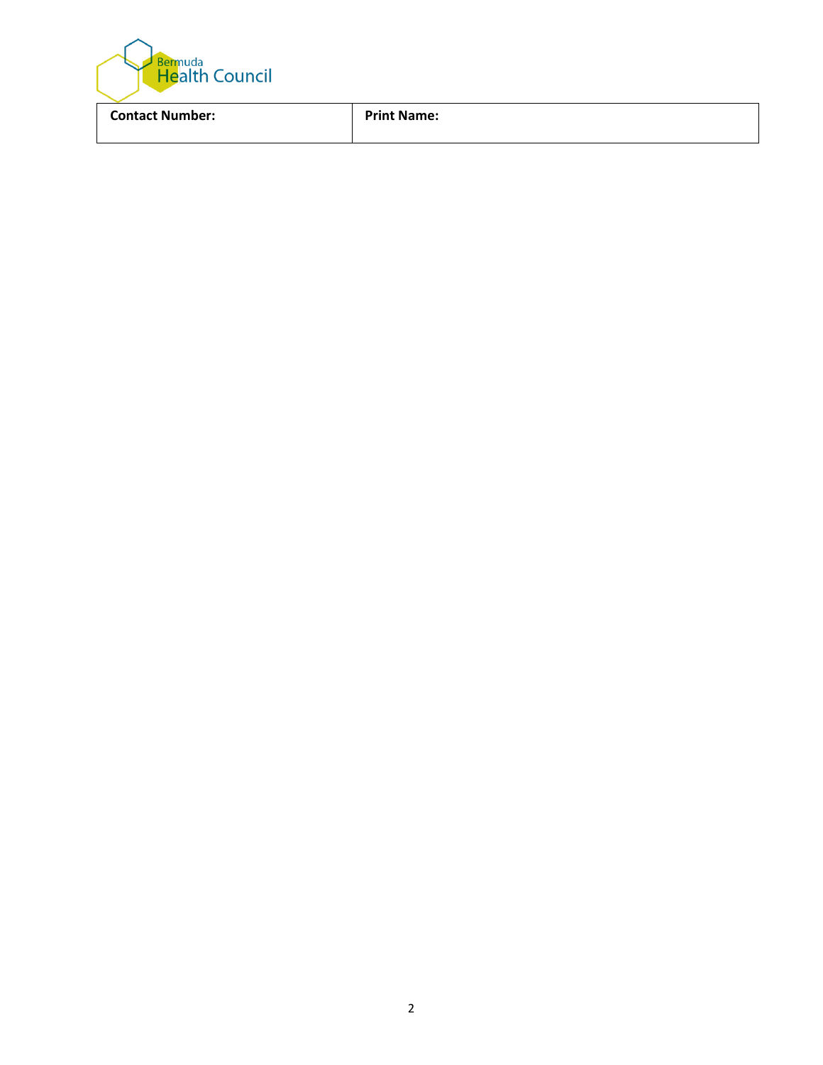| | |
|---|---|
| **Contact Number:** | **Print Name:** |